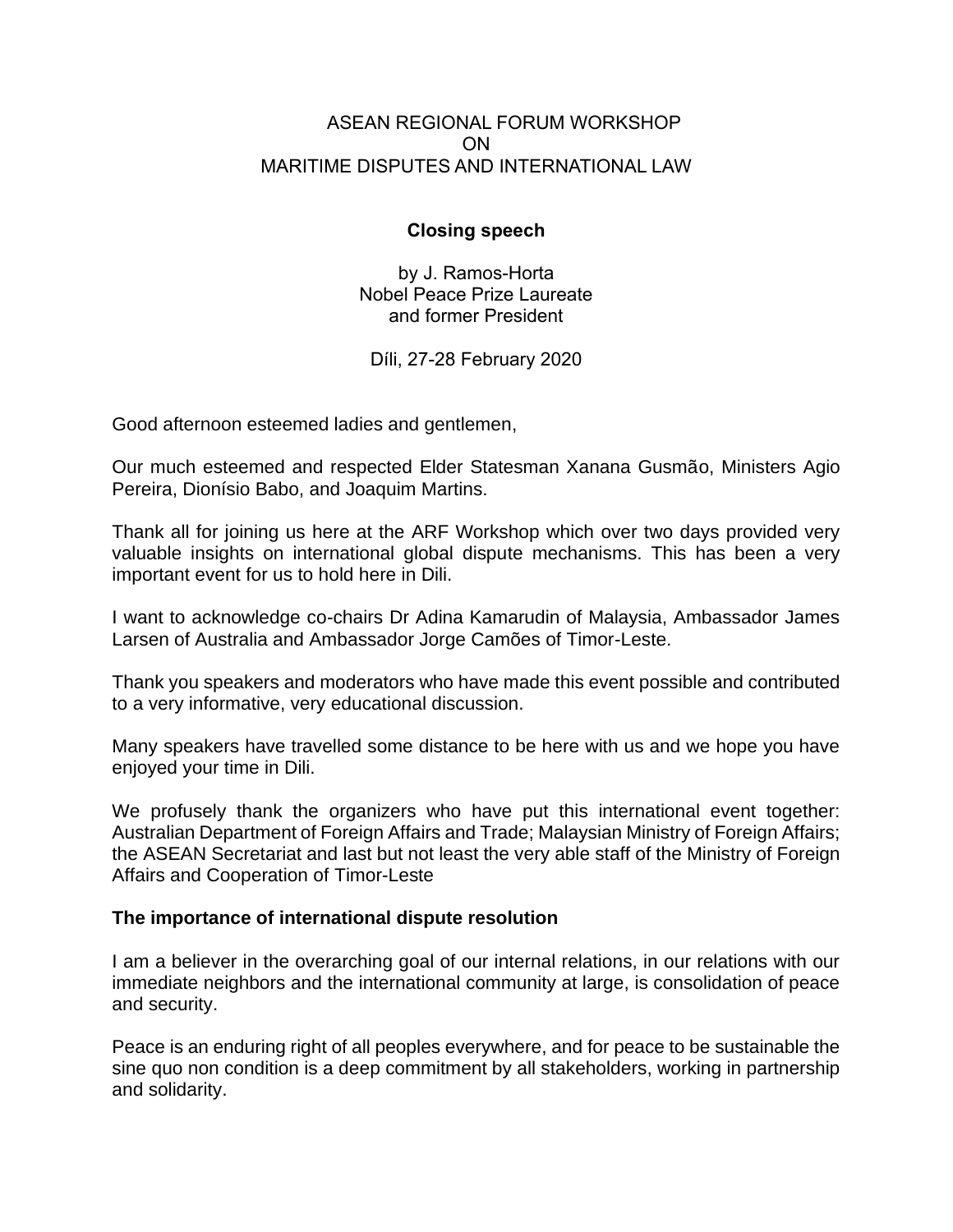# ASEAN REGIONAL FORUM WORKSHOP ON MARITIME DISPUTES AND INTERNATIONAL LAW

**Closing speech**

by J. Ramos-Horta
Nobel Peace Prize Laureate
and former President

Díli, 27-28 February 2020

Good afternoon esteemed ladies and gentlemen,

Our much esteemed and respected Elder Statesman Xanana Gusmão, Ministers Agio Pereira, Dionísio Babo, and Joaquim Martins.

Thank all for joining us here at the ARF Workshop which over two days provided very valuable insights on international global dispute mechanisms. This has been a very important event for us to hold here in Dili.

I want to acknowledge co-chairs Dr Adina Kamarudin of Malaysia, Ambassador James Larsen of Australia and Ambassador Jorge Camões of Timor-Leste.

Thank you speakers and moderators who have made this event possible and contributed to a very informative, very educational discussion.

Many speakers have travelled some distance to be here with us and we hope you have enjoyed your time in Dili.

We profusely thank the organizers who have put this international event together: Australian Department of Foreign Affairs and Trade; Malaysian Ministry of Foreign Affairs; the ASEAN Secretariat and last but not least the very able staff of the Ministry of Foreign Affairs and Cooperation of Timor-Leste

## The importance of international dispute resolution

I am a believer in the overarching goal of our internal relations, in our relations with our immediate neighbors and the international community at large, is consolidation of peace and security.

Peace is an enduring right of all peoples everywhere, and for peace to be sustainable the sine quo non condition is a deep commitment by all stakeholders, working in partnership and solidarity.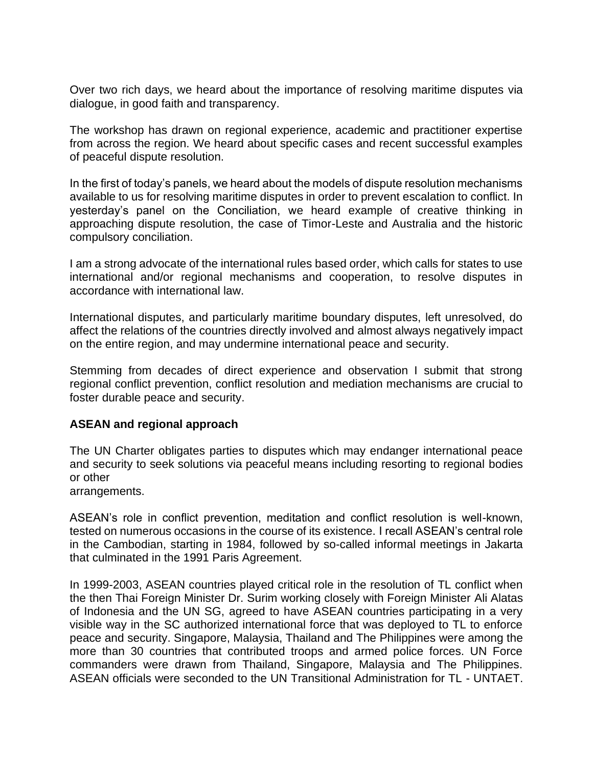Over two rich days, we heard about the importance of resolving maritime disputes via dialogue, in good faith and transparency.

The workshop has drawn on regional experience, academic and practitioner expertise from across the region. We heard about specific cases and recent successful examples of peaceful dispute resolution.

In the first of today's panels, we heard about the models of dispute resolution mechanisms available to us for resolving maritime disputes in order to prevent escalation to conflict. In yesterday's panel on the Conciliation, we heard example of creative thinking in approaching dispute resolution, the case of Timor-Leste and Australia and the historic compulsory conciliation.

I am a strong advocate of the international rules based order, which calls for states to use international and/or regional mechanisms and cooperation, to resolve disputes in accordance with international law.

International disputes, and particularly maritime boundary disputes, left unresolved, do affect the relations of the countries directly involved and almost always negatively impact on the entire region, and may undermine international peace and security.

Stemming from decades of direct experience and observation I submit that strong regional conflict prevention, conflict resolution and mediation mechanisms are crucial to foster durable peace and security.

**ASEAN and regional approach**

The UN Charter obligates parties to disputes which may endanger international peace and security to seek solutions via peaceful means including resorting to regional bodies or other arrangements.

ASEAN's role in conflict prevention, meditation and conflict resolution is well-known, tested on numerous occasions in the course of its existence. I recall ASEAN's central role in the Cambodian, starting in 1984, followed by so-called informal meetings in Jakarta that culminated in the 1991 Paris Agreement.

In 1999-2003, ASEAN countries played critical role in the resolution of TL conflict when the then Thai Foreign Minister Dr. Surim working closely with Foreign Minister Ali Alatas of Indonesia and the UN SG, agreed to have ASEAN countries participating in a very visible way in the SC authorized international force that was deployed to TL to enforce peace and security. Singapore, Malaysia, Thailand and The Philippines were among the more than 30 countries that contributed troops and armed police forces. UN Force commanders were drawn from Thailand, Singapore, Malaysia and The Philippines. ASEAN officials were seconded to the UN Transitional Administration for TL - UNTAET.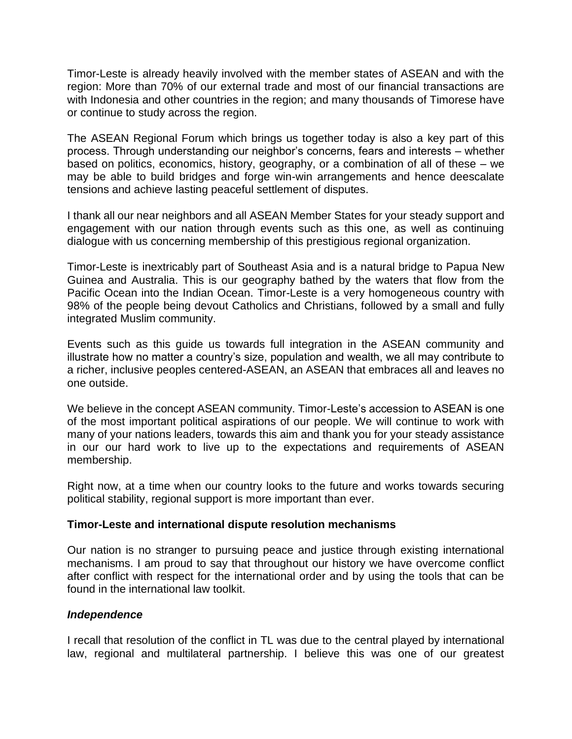Timor-Leste is already heavily involved with the member states of ASEAN and with the region: More than 70% of our external trade and most of our financial transactions are with Indonesia and other countries in the region; and many thousands of Timorese have or continue to study across the region.

The ASEAN Regional Forum which brings us together today is also a key part of this process. Through understanding our neighbor's concerns, fears and interests – whether based on politics, economics, history, geography, or a combination of all of these – we may be able to build bridges and forge win-win arrangements and hence deescalate tensions and achieve lasting peaceful settlement of disputes.

I thank all our near neighbors and all ASEAN Member States for your steady support and engagement with our nation through events such as this one, as well as continuing dialogue with us concerning membership of this prestigious regional organization.

Timor-Leste is inextricably part of Southeast Asia and is a natural bridge to Papua New Guinea and Australia. This is our geography bathed by the waters that flow from the Pacific Ocean into the Indian Ocean. Timor-Leste is a very homogeneous country with 98% of the people being devout Catholics and Christians, followed by a small and fully integrated Muslim community.

Events such as this guide us towards full integration in the ASEAN community and illustrate how no matter a country's size, population and wealth, we all may contribute to a richer, inclusive peoples centered-ASEAN, an ASEAN that embraces all and leaves no one outside.

We believe in the concept ASEAN community. Timor-Leste's accession to ASEAN is one of the most important political aspirations of our people. We will continue to work with many of your nations leaders, towards this aim and thank you for your steady assistance in our our hard work to live up to the expectations and requirements of ASEAN membership.

Right now, at a time when our country looks to the future and works towards securing political stability, regional support is more important than ever.

**Timor-Leste and international dispute resolution mechanisms**

Our nation is no stranger to pursuing peace and justice through existing international mechanisms. I am proud to say that throughout our history we have overcome conflict after conflict with respect for the international order and by using the tools that can be found in the international law toolkit.

***Independence***

I recall that resolution of the conflict in TL was due to the central played by international law, regional and multilateral partnership. I believe this was one of our greatest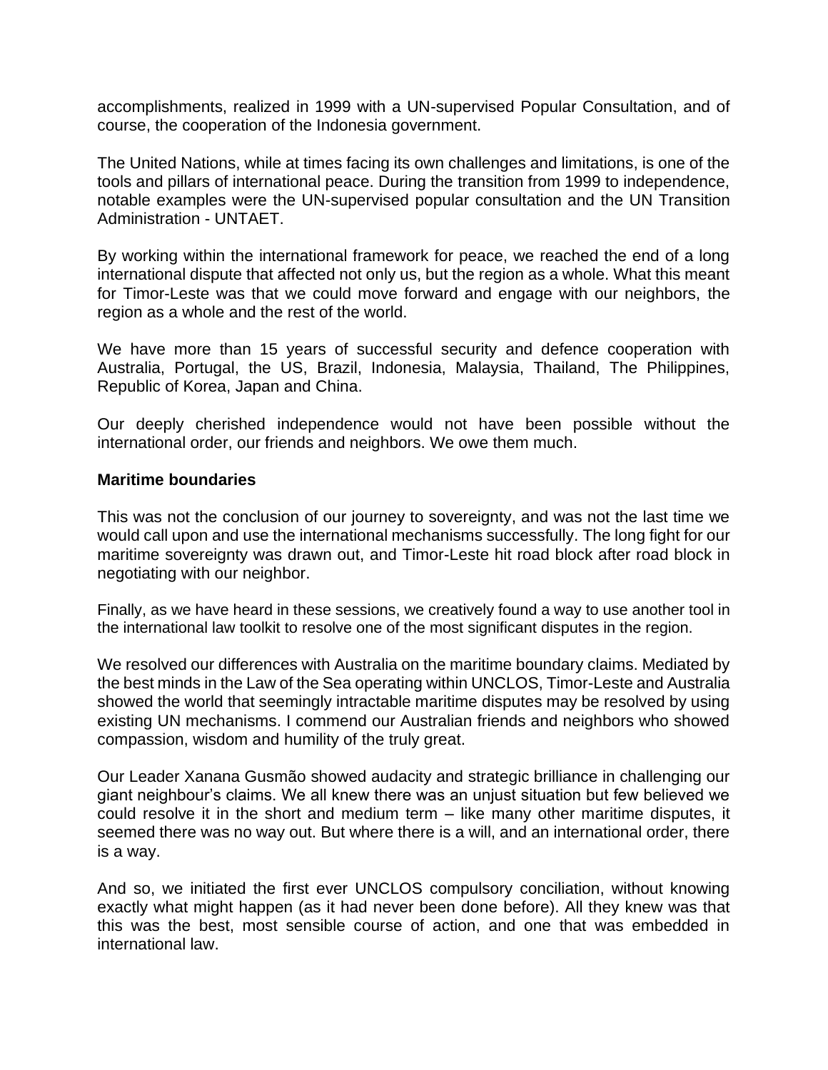accomplishments, realized in 1999 with a UN-supervised Popular Consultation, and of course, the cooperation of the Indonesia government.

The United Nations, while at times facing its own challenges and limitations, is one of the tools and pillars of international peace. During the transition from 1999 to independence, notable examples were the UN-supervised popular consultation and the UN Transition Administration - UNTAET.

By working within the international framework for peace, we reached the end of a long international dispute that affected not only us, but the region as a whole. What this meant for Timor-Leste was that we could move forward and engage with our neighbors, the region as a whole and the rest of the world.

We have more than 15 years of successful security and defence cooperation with Australia, Portugal, the US, Brazil, Indonesia, Malaysia, Thailand, The Philippines, Republic of Korea, Japan and China.

Our deeply cherished independence would not have been possible without the international order, our friends and neighbors. We owe them much.

**Maritime boundaries**

This was not the conclusion of our journey to sovereignty, and was not the last time we would call upon and use the international mechanisms successfully. The long fight for our maritime sovereignty was drawn out, and Timor-Leste hit road block after road block in negotiating with our neighbor.

Finally, as we have heard in these sessions, we creatively found a way to use another tool in the international law toolkit to resolve one of the most significant disputes in the region.

We resolved our differences with Australia on the maritime boundary claims. Mediated by the best minds in the Law of the Sea operating within UNCLOS, Timor-Leste and Australia showed the world that seemingly intractable maritime disputes may be resolved by using existing UN mechanisms. I commend our Australian friends and neighbors who showed compassion, wisdom and humility of the truly great.

Our Leader Xanana Gusmão showed audacity and strategic brilliance in challenging our giant neighbour's claims. We all knew there was an unjust situation but few believed we could resolve it in the short and medium term – like many other maritime disputes, it seemed there was no way out. But where there is a will, and an international order, there is a way.

And so, we initiated the first ever UNCLOS compulsory conciliation, without knowing exactly what might happen (as it had never been done before). All they knew was that this was the best, most sensible course of action, and one that was embedded in international law.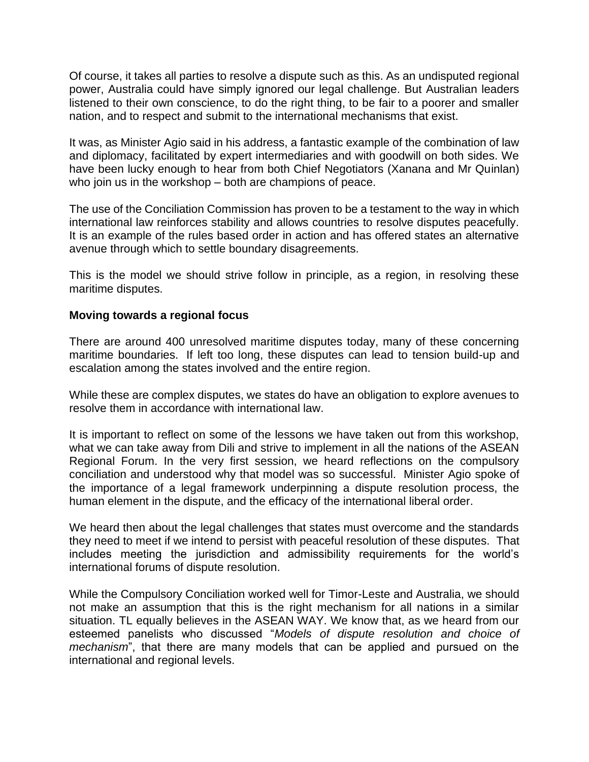Of course, it takes all parties to resolve a dispute such as this. As an undisputed regional power, Australia could have simply ignored our legal challenge. But Australian leaders listened to their own conscience, to do the right thing, to be fair to a poorer and smaller nation, and to respect and submit to the international mechanisms that exist.

It was, as Minister Agio said in his address, a fantastic example of the combination of law and diplomacy, facilitated by expert intermediaries and with goodwill on both sides. We have been lucky enough to hear from both Chief Negotiators (Xanana and Mr Quinlan) who join us in the workshop – both are champions of peace.

The use of the Conciliation Commission has proven to be a testament to the way in which international law reinforces stability and allows countries to resolve disputes peacefully. It is an example of the rules based order in action and has offered states an alternative avenue through which to settle boundary disagreements.

This is the model we should strive follow in principle, as a region, in resolving these maritime disputes.

**Moving towards a regional focus**

There are around 400 unresolved maritime disputes today, many of these concerning maritime boundaries. If left too long, these disputes can lead to tension build-up and escalation among the states involved and the entire region.

While these are complex disputes, we states do have an obligation to explore avenues to resolve them in accordance with international law.

It is important to reflect on some of the lessons we have taken out from this workshop, what we can take away from Dili and strive to implement in all the nations of the ASEAN Regional Forum. In the very first session, we heard reflections on the compulsory conciliation and understood why that model was so successful. Minister Agio spoke of the importance of a legal framework underpinning a dispute resolution process, the human element in the dispute, and the efficacy of the international liberal order.

We heard then about the legal challenges that states must overcome and the standards they need to meet if we intend to persist with peaceful resolution of these disputes. That includes meeting the jurisdiction and admissibility requirements for the world's international forums of dispute resolution.

While the Compulsory Conciliation worked well for Timor-Leste and Australia, we should not make an assumption that this is the right mechanism for all nations in a similar situation. TL equally believes in the ASEAN WAY. We know that, as we heard from our esteemed panelists who discussed "*Models of dispute resolution and choice of mechanism*", that there are many models that can be applied and pursued on the international and regional levels.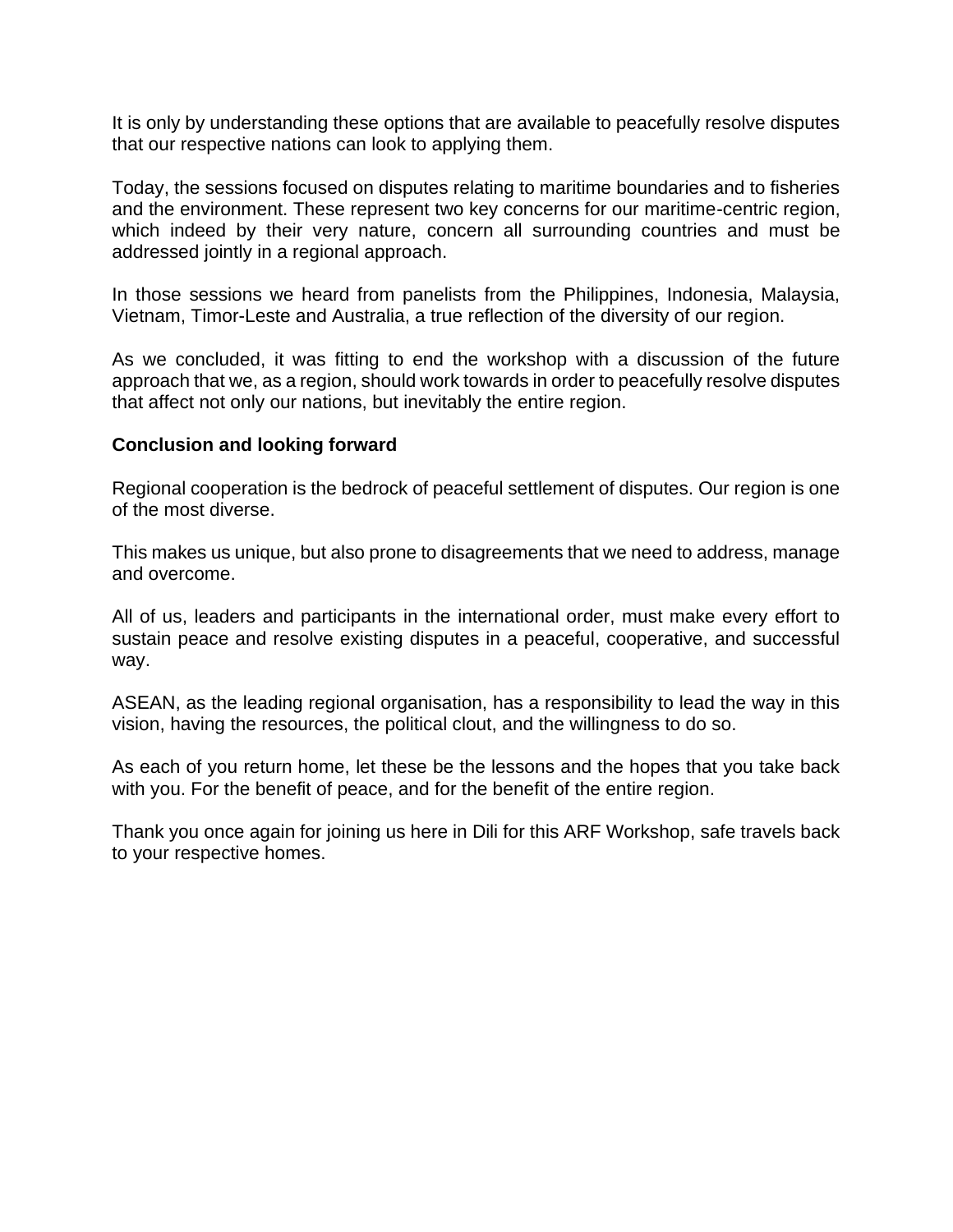It is only by understanding these options that are available to peacefully resolve disputes that our respective nations can look to applying them.

Today, the sessions focused on disputes relating to maritime boundaries and to fisheries and the environment. These represent two key concerns for our maritime-centric region, which indeed by their very nature, concern all surrounding countries and must be addressed jointly in a regional approach.

In those sessions we heard from panelists from the Philippines, Indonesia, Malaysia, Vietnam, Timor-Leste and Australia, a true reflection of the diversity of our region.

As we concluded, it was fitting to end the workshop with a discussion of the future approach that we, as a region, should work towards in order to peacefully resolve disputes that affect not only our nations, but inevitably the entire region.

**Conclusion and looking forward**

Regional cooperation is the bedrock of peaceful settlement of disputes. Our region is one of the most diverse.

This makes us unique, but also prone to disagreements that we need to address, manage and overcome.

All of us, leaders and participants in the international order, must make every effort to sustain peace and resolve existing disputes in a peaceful, cooperative, and successful way.

ASEAN, as the leading regional organisation, has a responsibility to lead the way in this vision, having the resources, the political clout, and the willingness to do so.

As each of you return home, let these be the lessons and the hopes that you take back with you. For the benefit of peace, and for the benefit of the entire region.

Thank you once again for joining us here in Dili for this ARF Workshop, safe travels back to your respective homes.